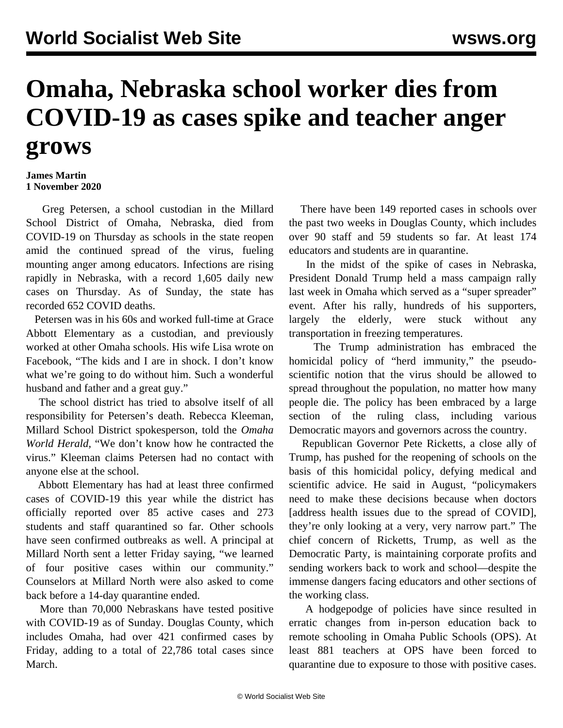# Omaha, Nebraska school worker dies from COVID-19 as cases spike and teacher anger grows

**James Martin**
**1 November 2020**

Greg Petersen, a school custodian in the Millard School District of Omaha, Nebraska, died from COVID-19 on Thursday as schools in the state reopen amid the continued spread of the virus, fueling mounting anger among educators. Infections are rising rapidly in Nebraska, with a record 1,605 daily new cases on Thursday. As of Sunday, the state has recorded 652 COVID deaths.

Petersen was in his 60s and worked full-time at Grace Abbott Elementary as a custodian, and previously worked at other Omaha schools. His wife Lisa wrote on Facebook, "The kids and I are in shock. I don't know what we're going to do without him. Such a wonderful husband and father and a great guy."

The school district has tried to absolve itself of all responsibility for Petersen's death. Rebecca Kleeman, Millard School District spokesperson, told the *Omaha World Herald*, "We don't know how he contracted the virus." Kleeman claims Petersen had no contact with anyone else at the school.

Abbott Elementary has had at least three confirmed cases of COVID-19 this year while the district has officially reported over 85 active cases and 273 students and staff quarantined so far. Other schools have seen confirmed outbreaks as well. A principal at Millard North sent a letter Friday saying, "we learned of four positive cases within our community." Counselors at Millard North were also asked to come back before a 14-day quarantine ended.

More than 70,000 Nebraskans have tested positive with COVID-19 as of Sunday. Douglas County, which includes Omaha, had over 421 confirmed cases by Friday, adding to a total of 22,786 total cases since March.

There have been 149 reported cases in schools over the past two weeks in Douglas County, which includes over 90 staff and 59 students so far. At least 174 educators and students are in quarantine.

In the midst of the spike of cases in Nebraska, President Donald Trump held a mass campaign rally last week in Omaha which served as a "super spreader" event. After his rally, hundreds of his supporters, largely the elderly, were stuck without any transportation in freezing temperatures.

The Trump administration has embraced the homicidal policy of "herd immunity," the pseudo-scientific notion that the virus should be allowed to spread throughout the population, no matter how many people die. The policy has been embraced by a large section of the ruling class, including various Democratic mayors and governors across the country.

Republican Governor Pete Ricketts, a close ally of Trump, has pushed for the reopening of schools on the basis of this homicidal policy, defying medical and scientific advice. He said in August, "policymakers need to make these decisions because when doctors [address health issues due to the spread of COVID], they're only looking at a very, very narrow part." The chief concern of Ricketts, Trump, as well as the Democratic Party, is maintaining corporate profits and sending workers back to work and school—despite the immense dangers facing educators and other sections of the working class.

A hodgepodge of policies have since resulted in erratic changes from in-person education back to remote schooling in Omaha Public Schools (OPS). At least 881 teachers at OPS have been forced to quarantine due to exposure to those with positive cases.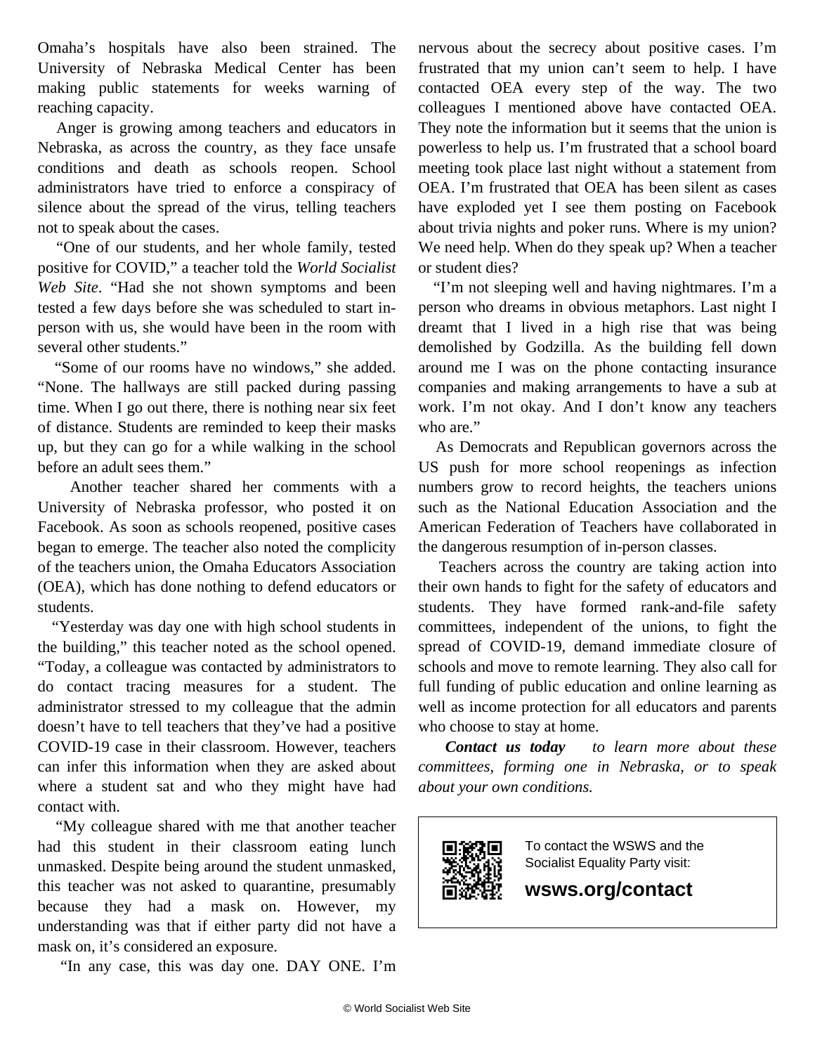Omaha's hospitals have also been strained. The University of Nebraska Medical Center has been making public statements for weeks warning of reaching capacity.

Anger is growing among teachers and educators in Nebraska, as across the country, as they face unsafe conditions and death as schools reopen. School administrators have tried to enforce a conspiracy of silence about the spread of the virus, telling teachers not to speak about the cases.

"One of our students, and her whole family, tested positive for COVID," a teacher told the *World Socialist Web Site*. "Had she not shown symptoms and been tested a few days before she was scheduled to start in-person with us, she would have been in the room with several other students."

"Some of our rooms have no windows," she added. "None. The hallways are still packed during passing time. When I go out there, there is nothing near six feet of distance. Students are reminded to keep their masks up, but they can go for a while walking in the school before an adult sees them."

Another teacher shared her comments with a University of Nebraska professor, who posted it on Facebook. As soon as schools reopened, positive cases began to emerge. The teacher also noted the complicity of the teachers union, the Omaha Educators Association (OEA), which has done nothing to defend educators or students.

"Yesterday was day one with high school students in the building," this teacher noted as the school opened. "Today, a colleague was contacted by administrators to do contact tracing measures for a student. The administrator stressed to my colleague that the admin doesn't have to tell teachers that they've had a positive COVID-19 case in their classroom. However, teachers can infer this information when they are asked about where a student sat and who they might have had contact with.

"My colleague shared with me that another teacher had this student in their classroom eating lunch unmasked. Despite being around the student unmasked, this teacher was not asked to quarantine, presumably because they had a mask on. However, my understanding was that if either party did not have a mask on, it's considered an exposure.

"In any case, this was day one. DAY ONE. I'm nervous about the secrecy about positive cases. I'm frustrated that my union can't seem to help. I have contacted OEA every step of the way. The two colleagues I mentioned above have contacted OEA. They note the information but it seems that the union is powerless to help us. I'm frustrated that a school board meeting took place last night without a statement from OEA. I'm frustrated that OEA has been silent as cases have exploded yet I see them posting on Facebook about trivia nights and poker runs. Where is my union? We need help. When do they speak up? When a teacher or student dies?

"I'm not sleeping well and having nightmares. I'm a person who dreams in obvious metaphors. Last night I dreamt that I lived in a high rise that was being demolished by Godzilla. As the building fell down around me I was on the phone contacting insurance companies and making arrangements to have a sub at work. I'm not okay. And I don't know any teachers who are."

As Democrats and Republican governors across the US push for more school reopenings as infection numbers grow to record heights, the teachers unions such as the National Education Association and the American Federation of Teachers have collaborated in the dangerous resumption of in-person classes.

Teachers across the country are taking action into their own hands to fight for the safety of educators and students. They have formed rank-and-file safety committees, independent of the unions, to fight the spread of COVID-19, demand immediate closure of schools and move to remote learning. They also call for full funding of public education and online learning as well as income protection for all educators and parents who choose to stay at home.

***Contact us today*** *to learn more about these committees, forming one in Nebraska, or to speak about your own conditions.*

To contact the WSWS and the Socialist Equality Party visit:

**wsws.org/contact**